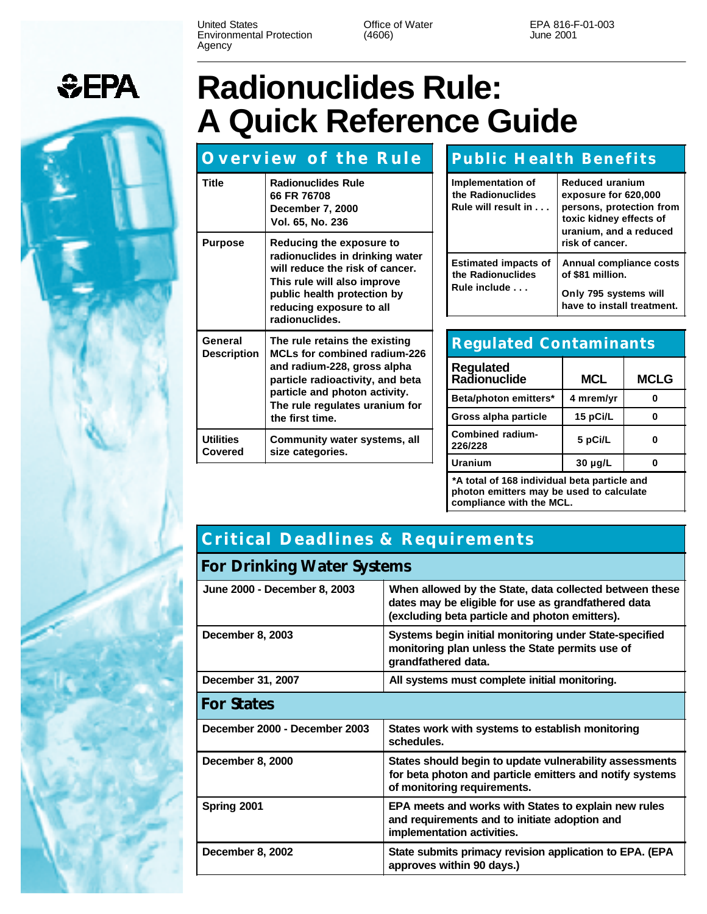United States Environmental Protection Agency

Office of Water (4606)

EPA 816-F-01-003
June 2001

# Radionuclides Rule: A Quick Reference Guide

## Overview of the Rule

| | |
|---|---|
| **Title** | **Radionuclides Rule**<br>**66 FR 76708**<br>**December 7, 2000**<br>**Vol. 65, No. 236** |
| **Purpose** | **Reducing the exposure to radionuclides in drinking water will reduce the risk of cancer. This rule will also improve public health protection by reducing exposure to all radionuclides.** |
| **General Description** | **The rule retains the existing MCLs for combined radium-226 and radium-228, gross alpha particle radioactivity, and beta particle and photon activity. The rule regulates uranium for the first time.** |
| **Utilities Covered** | **Community water systems, all size categories.** |

## Public Health Benefits

| | |
|---|---|
| **Implementation of the Radionuclides Rule will result in . . .** | **Reduced uranium exposure for 620,000 persons, protection from toxic kidney effects of uranium, and a reduced risk of cancer.** |
| **Estimated impacts of the Radionuclides Rule include . . .** | **Annual compliance costs of $81 million.**<br>**Only 795 systems will have to install treatment.** |

## Regulated Contaminants

| Regulated Radionuclide | MCL | MCLG |
|---|---|---|
| Beta/photon emitters* | 4 mrem/yr | 0 |
| Gross alpha particle | 15 pCi/L | 0 |
| Combined radium-226/228 | 5 pCi/L | 0 |
| Uranium | 30 µg/L | 0 |

***A total of 168 individual beta particle and photon emitters may be used to calculate compliance with the MCL.**

## Critical Deadlines & Requirements

### For Drinking Water Systems

| | |
|---|---|
| **June 2000 - December 8, 2003** | **When allowed by the State, data collected between these dates may be eligible for use as grandfathered data (excluding beta particle and photon emitters).** |
| **December 8, 2003** | **Systems begin initial monitoring under State-specified monitoring plan unless the State permits use of grandfathered data.** |
| **December 31, 2007** | **All systems must complete initial monitoring.** |

### For States

| | |
|---|---|
| **December 2000 - December 2003** | **States work with systems to establish monitoring schedules.** |
| **December 8, 2000** | **States should begin to update vulnerability assessments for beta photon and particle emitters and notify systems of monitoring requirements.** |
| **Spring 2001** | **EPA meets and works with States to explain new rules and requirements and to initiate adoption and implementation activities.** |
| **December 8, 2002** | **State submits primacy revision application to EPA. (EPA approves within 90 days.)** |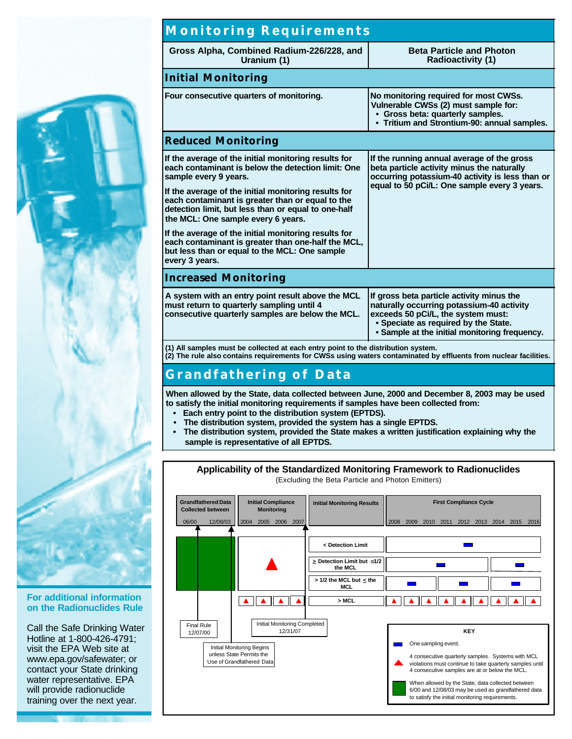## Monitoring Requirements

| Gross Alpha, Combined Radium-226/228, and Uranium (1) | Beta Particle and Photon Radioactivity (1) |
|---|---|
| **Initial Monitoring** | |
| Four consecutive quarters of monitoring. | No monitoring required for most CWSs. Vulnerable CWSs (2) must sample for: • Gross beta: quarterly samples. • Tritium and Strontium-90: annual samples. |
| **Reduced Monitoring** | |
| If the average of the initial monitoring results for each contaminant is below the detection limit: One sample every 9 years. If the average of the initial monitoring results for each contaminant is greater than or equal to the detection limit, but less than or equal to one-half the MCL: One sample every 6 years. If the average of the initial monitoring results for each contaminant is greater than one-half the MCL, but less than or equal to the MCL: One sample every 3 years. | If the running annual average of the gross beta particle activity minus the naturally occurring potassium-40 activity is less than or equal to 50 pCi/L: One sample every 3 years. |
| **Increased Monitoring** | |
| A system with an entry point result above the MCL must return to quarterly sampling until 4 consecutive quarterly samples are below the MCL. | If gross beta particle activity minus the naturally occurring potassium-40 activity exceeds 50 pCi/L, the system must: • Speciate as required by the State. • Sample at the initial monitoring frequency. |

(1) All samples must be collected at each entry point to the distribution system.
(2) The rule also contains requirements for CWSs using waters contaminated by effluents from nuclear facilities.

## Grandfathering of Data

When allowed by the State, data collected between June, 2000 and December 8, 2003 may be used to satisfy the initial monitoring requirements if samples have been collected from:

- Each entry point to the distribution system (EPTDS).
- The distribution system, provided the system has a single EPTDS.
- The distribution system, provided the State makes a written justification explaining why the sample is representative of all EPTDS.

### Applicability of the Standardized Monitoring Framework to Radionuclides

(Excluding the Beta Particle and Photon Emitters)

Grandfathered Data Collected between
06/00 12/08/03

Initial Compliance Monitoring
2004 2005 2006 2007

Initial Monitoring Results

First Compliance Cycle
2008 2009 2010 2011 2012 2013 2014 2015 2016

< Detection Limit

≥ Detection Limit but ≤1/2 the MCL

> 1/2 the MCL but ≤ the MCL

> MCL

Final Rule 12/07/00

Initial Monitoring Begins unless State Permits the Use of Grandfathered Data

Initial Monitoring Completed 12/31/07

KEY

One sampling event.

4 consecutive quarterly samples. Systems with MCL violations must continue to take quarterly samples until 4 consecutive samples are at or below the MCL.

When allowed by the State, data collected between 6/00 and 12/08/03 may be used as grandfathered data to satisfy the initial monitoring requirements.

**For additional information on the Radionuclides Rule**

Call the Safe Drinking Water Hotline at 1-800-426-4791; visit the EPA Web site at www.epa.gov/safewater; or contact your State drinking water representative. EPA will provide radionuclide training over the next year.